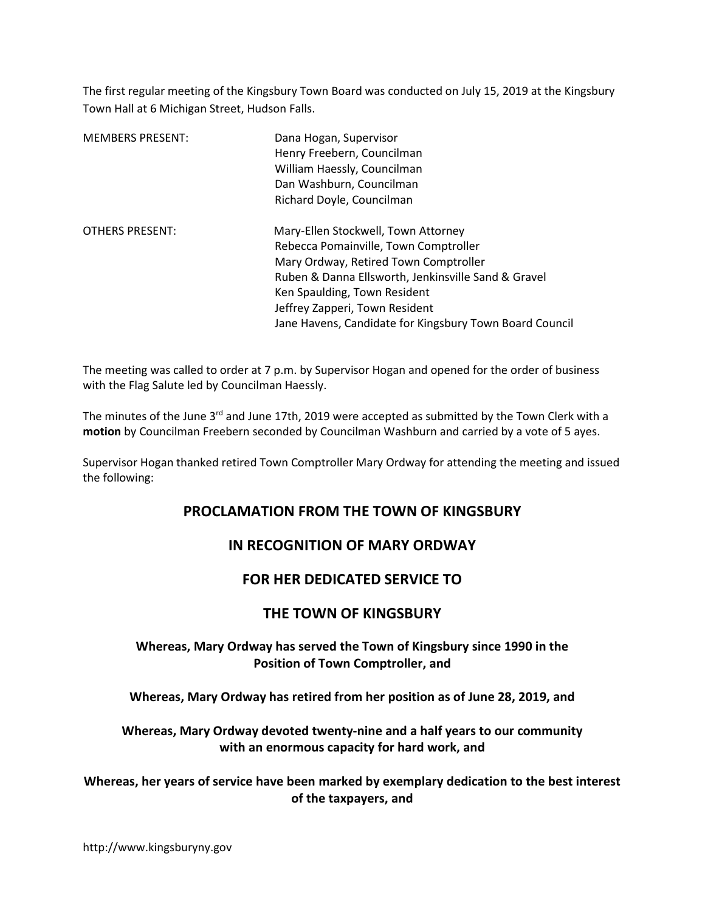The first regular meeting of the Kingsbury Town Board was conducted on July 15, 2019 at the Kingsbury Town Hall at 6 Michigan Street, Hudson Falls.

| MEMBERS PRESENT: | Dana Hogan, Supervisor |
|---|---|
| | Henry Freebern, Councilman |
| | William Haessly, Councilman |
| | Dan Washburn, Councilman |
| | Richard Doyle, Councilman |

| OTHERS PRESENT: | Mary-Ellen Stockwell, Town Attorney |
|---|---|
| | Rebecca Pomainville, Town Comptroller |
| | Mary Ordway, Retired Town Comptroller |
| | Ruben & Danna Ellsworth, Jenkinsville Sand & Gravel |
| | Ken Spaulding, Town Resident |
| | Jeffrey Zapperi, Town Resident |
| | Jane Havens, Candidate for Kingsbury Town Board Council |

The meeting was called to order at 7 p.m. by Supervisor Hogan and opened for the order of business with the Flag Salute led by Councilman Haessly.

The minutes of the June 3rd and June 17th, 2019 were accepted as submitted by the Town Clerk with a **motion** by Councilman Freebern seconded by Councilman Washburn and carried by a vote of 5 ayes.

Supervisor Hogan thanked retired Town Comptroller Mary Ordway for attending the meeting and issued the following:

## PROCLAMATION FROM THE TOWN OF KINGSBURY

## IN RECOGNITION OF MARY ORDWAY

## FOR HER DEDICATED SERVICE TO

## THE TOWN OF KINGSBURY

**Whereas, Mary Ordway has served the Town of Kingsbury since 1990 in the Position of Town Comptroller, and**

**Whereas, Mary Ordway has retired from her position as of June 28, 2019, and**

**Whereas, Mary Ordway devoted twenty-nine and a half years to our community with an enormous capacity for hard work, and**

**Whereas, her years of service have been marked by exemplary dedication to the best interest of the taxpayers, and**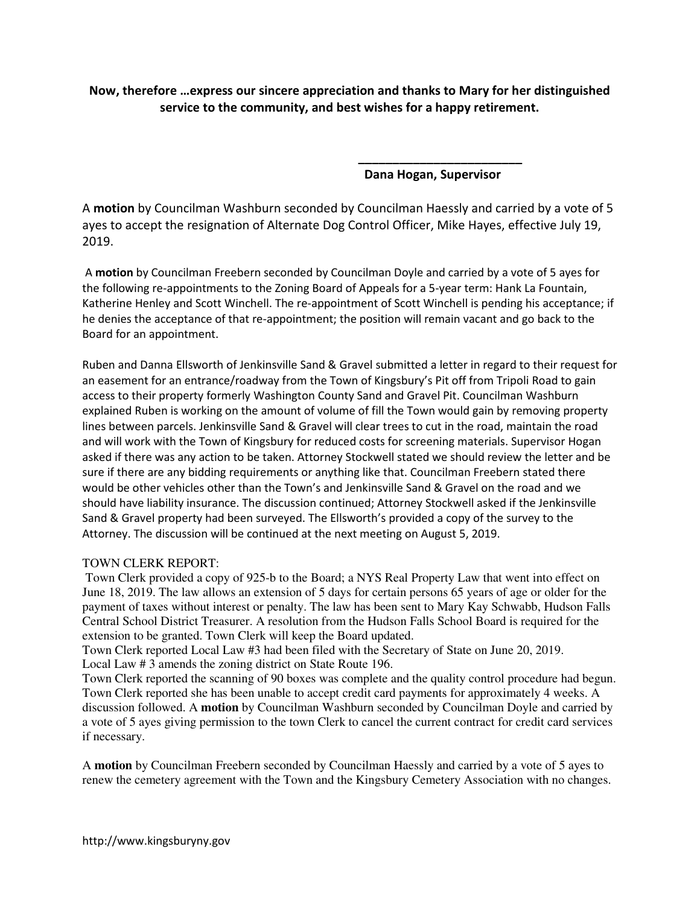**Now, therefore …express our sincere appreciation and thanks to Mary for her distinguished service to the community, and best wishes for a happy retirement.**

**________________________**
**Dana Hogan, Supervisor**

A **motion** by Councilman Washburn seconded by Councilman Haessly and carried by a vote of 5 ayes to accept the resignation of Alternate Dog Control Officer, Mike Hayes, effective July 19, 2019.

A **motion** by Councilman Freebern seconded by Councilman Doyle and carried by a vote of 5 ayes for the following re-appointments to the Zoning Board of Appeals for a 5-year term: Hank La Fountain, Katherine Henley and Scott Winchell. The re-appointment of Scott Winchell is pending his acceptance; if he denies the acceptance of that re-appointment; the position will remain vacant and go back to the Board for an appointment.

Ruben and Danna Ellsworth of Jenkinsville Sand & Gravel submitted a letter in regard to their request for an easement for an entrance/roadway from the Town of Kingsbury's Pit off from Tripoli Road to gain access to their property formerly Washington County Sand and Gravel Pit. Councilman Washburn explained Ruben is working on the amount of volume of fill the Town would gain by removing property lines between parcels. Jenkinsville Sand & Gravel will clear trees to cut in the road, maintain the road and will work with the Town of Kingsbury for reduced costs for screening materials. Supervisor Hogan asked if there was any action to be taken. Attorney Stockwell stated we should review the letter and be sure if there are any bidding requirements or anything like that. Councilman Freebern stated there would be other vehicles other than the Town's and Jenkinsville Sand & Gravel on the road and we should have liability insurance. The discussion continued; Attorney Stockwell asked if the Jenkinsville Sand & Gravel property had been surveyed. The Ellsworth's provided a copy of the survey to the Attorney. The discussion will be continued at the next meeting on August 5, 2019.

TOWN CLERK REPORT:

Town Clerk provided a copy of 925-b to the Board; a NYS Real Property Law that went into effect on June 18, 2019. The law allows an extension of 5 days for certain persons 65 years of age or older for the payment of taxes without interest or penalty. The law has been sent to Mary Kay Schwabb, Hudson Falls Central School District Treasurer. A resolution from the Hudson Falls School Board is required for the extension to be granted. Town Clerk will keep the Board updated.
Town Clerk reported Local Law #3 had been filed with the Secretary of State on June 20, 2019.
Local Law # 3 amends the zoning district on State Route 196.
Town Clerk reported the scanning of 90 boxes was complete and the quality control procedure had begun.
Town Clerk reported she has been unable to accept credit card payments for approximately 4 weeks. A discussion followed. A **motion** by Councilman Washburn seconded by Councilman Doyle and carried by a vote of 5 ayes giving permission to the town Clerk to cancel the current contract for credit card services if necessary.

A **motion** by Councilman Freebern seconded by Councilman Haessly and carried by a vote of 5 ayes to renew the cemetery agreement with the Town and the Kingsbury Cemetery Association with no changes.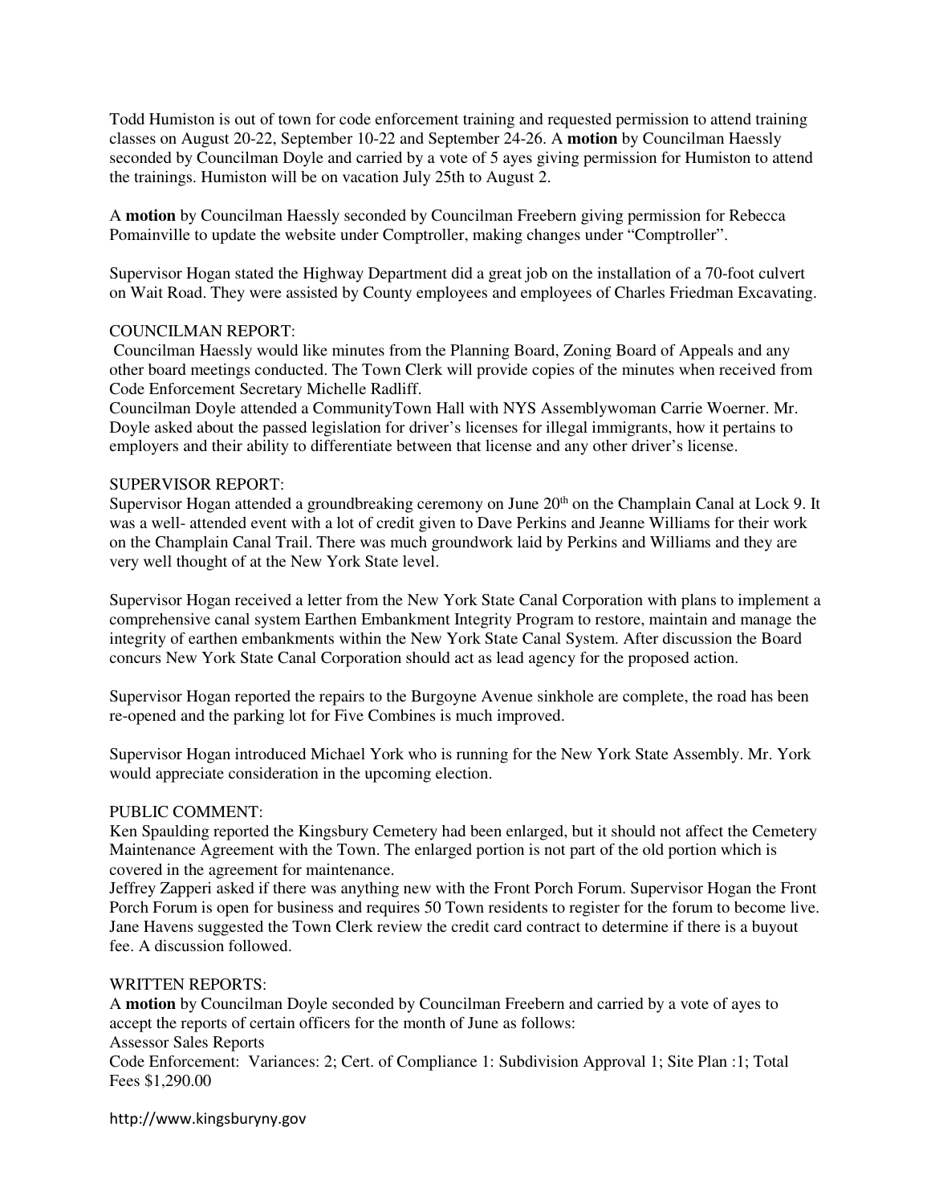Todd Humiston is out of town for code enforcement training and requested permission to attend training classes on August 20-22, September 10-22 and September 24-26. A **motion** by Councilman Haessly seconded by Councilman Doyle and carried by a vote of 5 ayes giving permission for Humiston to attend the trainings. Humiston will be on vacation July 25th to August 2.

A **motion** by Councilman Haessly seconded by Councilman Freebern giving permission for Rebecca Pomainville to update the website under Comptroller, making changes under "Comptroller".

Supervisor Hogan stated the Highway Department did a great job on the installation of a 70-foot culvert on Wait Road. They were assisted by County employees and employees of Charles Friedman Excavating.

COUNCILMAN REPORT:

Councilman Haessly would like minutes from the Planning Board, Zoning Board of Appeals and any other board meetings conducted. The Town Clerk will provide copies of the minutes when received from Code Enforcement Secretary Michelle Radliff.

Councilman Doyle attended a CommunityTown Hall with NYS Assemblywoman Carrie Woerner. Mr. Doyle asked about the passed legislation for driver's licenses for illegal immigrants, how it pertains to employers and their ability to differentiate between that license and any other driver's license.

SUPERVISOR REPORT:

Supervisor Hogan attended a groundbreaking ceremony on June 20th on the Champlain Canal at Lock 9. It was a well- attended event with a lot of credit given to Dave Perkins and Jeanne Williams for their work on the Champlain Canal Trail. There was much groundwork laid by Perkins and Williams and they are very well thought of at the New York State level.

Supervisor Hogan received a letter from the New York State Canal Corporation with plans to implement a comprehensive canal system Earthen Embankment Integrity Program to restore, maintain and manage the integrity of earthen embankments within the New York State Canal System. After discussion the Board concurs New York State Canal Corporation should act as lead agency for the proposed action.

Supervisor Hogan reported the repairs to the Burgoyne Avenue sinkhole are complete, the road has been re-opened and the parking lot for Five Combines is much improved.

Supervisor Hogan introduced Michael York who is running for the New York State Assembly. Mr. York would appreciate consideration in the upcoming election.

PUBLIC COMMENT:

Ken Spaulding reported the Kingsbury Cemetery had been enlarged, but it should not affect the Cemetery Maintenance Agreement with the Town. The enlarged portion is not part of the old portion which is covered in the agreement for maintenance.

Jeffrey Zapperi asked if there was anything new with the Front Porch Forum. Supervisor Hogan the Front Porch Forum is open for business and requires 50 Town residents to register for the forum to become live.

Jane Havens suggested the Town Clerk review the credit card contract to determine if there is a buyout fee. A discussion followed.

WRITTEN REPORTS:

A **motion** by Councilman Doyle seconded by Councilman Freebern and carried by a vote of ayes to accept the reports of certain officers for the month of June as follows:

Assessor Sales Reports

Code Enforcement: Variances: 2; Cert. of Compliance 1: Subdivision Approval 1; Site Plan :1; Total Fees $1,290.00

http://www.kingsburyny.gov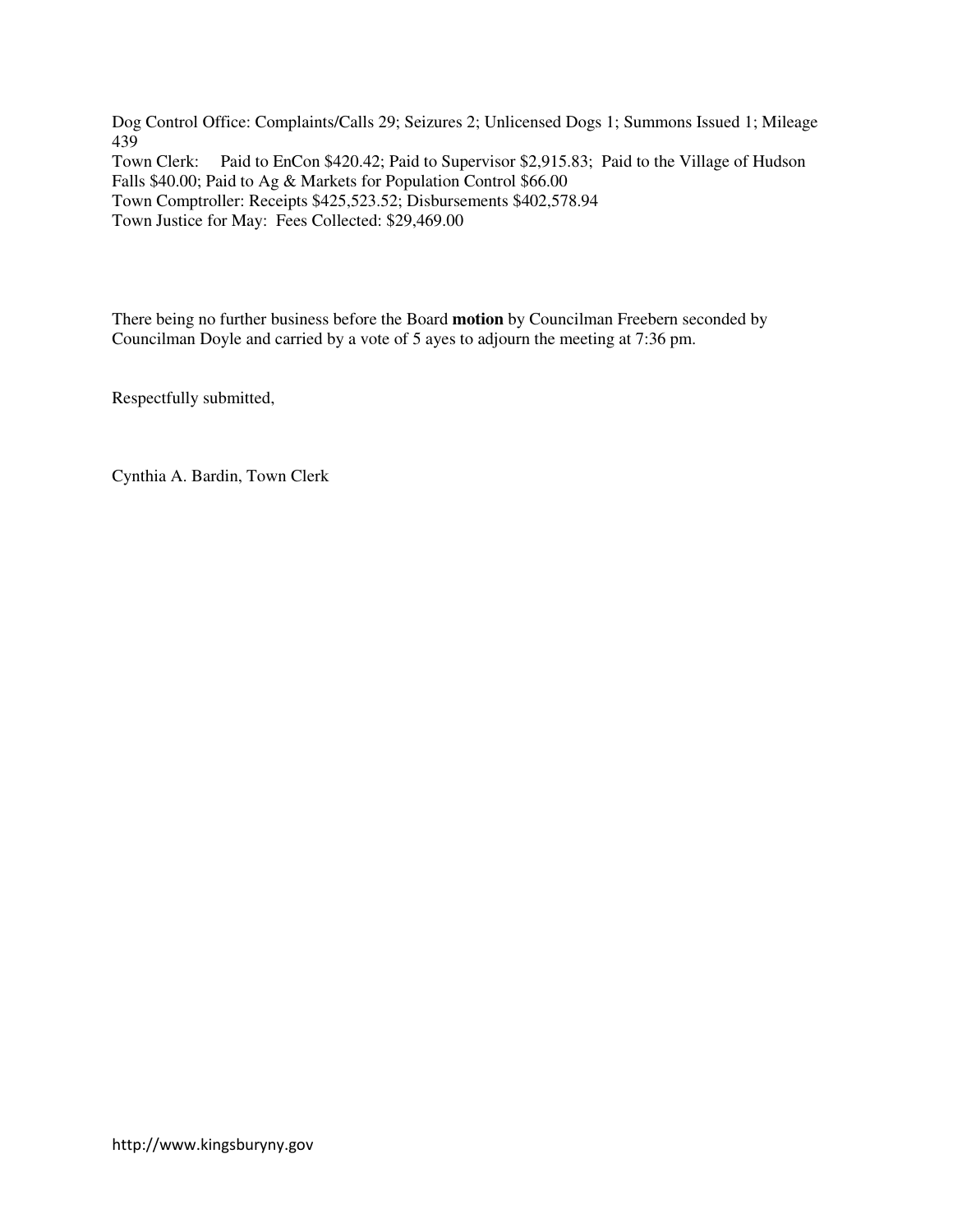Dog Control Office: Complaints/Calls 29; Seizures 2; Unlicensed Dogs 1; Summons Issued 1; Mileage 439
Town Clerk: Paid to EnCon $420.42; Paid to Supervisor $2,915.83; Paid to the Village of Hudson Falls $40.00; Paid to Ag & Markets for Population Control $66.00
Town Comptroller: Receipts $425,523.52; Disbursements $402,578.94
Town Justice for May: Fees Collected: $29,469.00

There being no further business before the Board **motion** by Councilman Freebern seconded by Councilman Doyle and carried by a vote of 5 ayes to adjourn the meeting at 7:36 pm.

Respectfully submitted,

Cynthia A. Bardin, Town Clerk